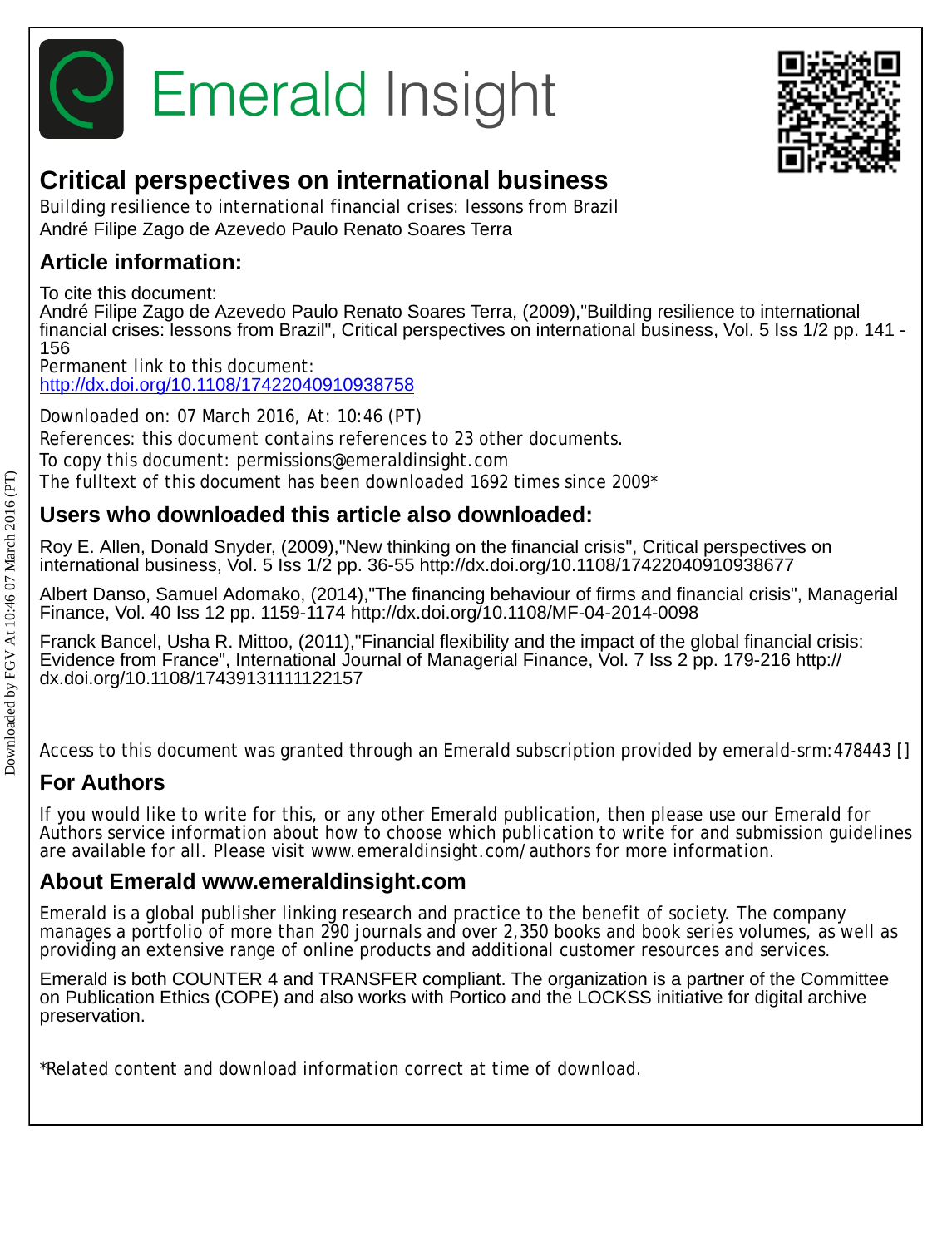# Emerald Insight

## Critical perspectives on international business

Building resilience to international financial crises: lessons from Brazil

André Filipe Zago de Azevedo Paulo Renato Soares Terra

## Article information:

To cite this document:

André Filipe Zago de Azevedo Paulo Renato Soares Terra, (2009),"Building resilience to international financial crises: lessons from Brazil", Critical perspectives on international business, Vol. 5 Iss 1/2 pp. 141 - 156

Permanent link to this document:

http://dx.doi.org/10.1108/17422040910938758

Downloaded on: 07 March 2016, At: 10:46 (PT)

References: this document contains references to 23 other documents.

To copy this document: permissions@emeraldinsight.com

The fulltext of this document has been downloaded 1692 times since 2009*

## Users who downloaded this article also downloaded:

Roy E. Allen, Donald Snyder, (2009),"New thinking on the financial crisis", Critical perspectives on international business, Vol. 5 Iss 1/2 pp. 36-55 http://dx.doi.org/10.1108/17422040910938677

Albert Danso, Samuel Adomako, (2014),"The financing behaviour of firms and financial crisis", Managerial Finance, Vol. 40 Iss 12 pp. 1159-1174 http://dx.doi.org/10.1108/MF-04-2014-0098

Franck Bancel, Usha R. Mittoo, (2011),"Financial flexibility and the impact of the global financial crisis: Evidence from France", International Journal of Managerial Finance, Vol. 7 Iss 2 pp. 179-216 http://dx.doi.org/10.1108/17439131111122157

Access to this document was granted through an Emerald subscription provided by emerald-srm:478443 []

## For Authors

If you would like to write for this, or any other Emerald publication, then please use our Emerald for Authors service information about how to choose which publication to write for and submission guidelines are available for all. Please visit www.emeraldinsight.com/authors for more information.

## About Emerald www.emeraldinsight.com

Emerald is a global publisher linking research and practice to the benefit of society. The company manages a portfolio of more than 290 journals and over 2,350 books and book series volumes, as well as providing an extensive range of online products and additional customer resources and services.

Emerald is both COUNTER 4 and TRANSFER compliant. The organization is a partner of the Committee on Publication Ethics (COPE) and also works with Portico and the LOCKSS initiative for digital archive preservation.

*Related content and download information correct at time of download.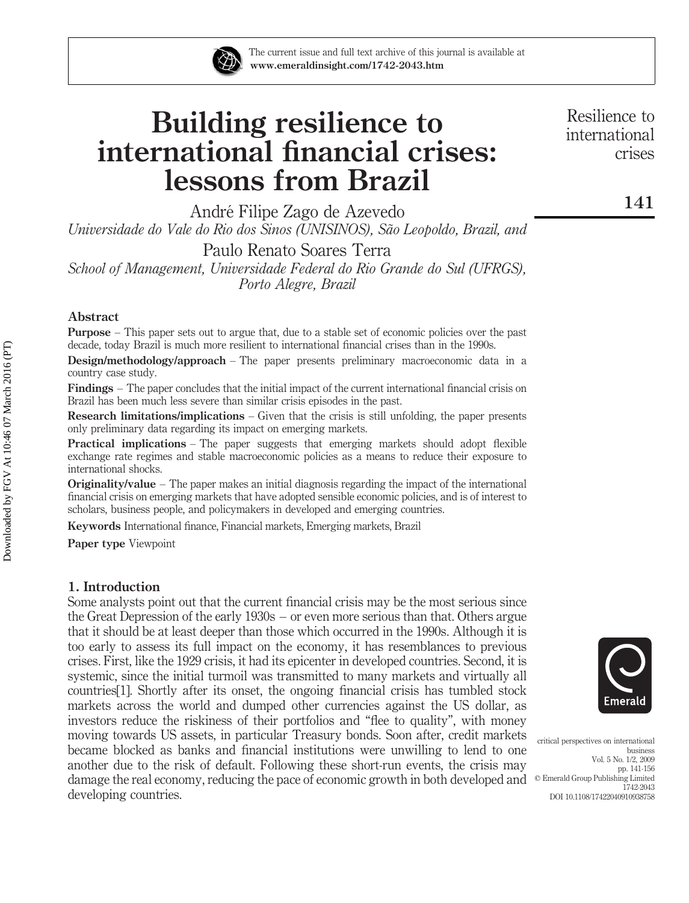# Building resilience to international financial crises: lessons from Brazil

André Filipe Zago de Azevedo

*Universidade do Vale do Rio dos Sinos (UNISINOS), São Leopoldo, Brazil, and*

Paulo Renato Soares Terra

*School of Management, Universidade Federal do Rio Grande do Sul (UFRGS), Porto Alegre, Brazil*

## Abstract

**Purpose** – This paper sets out to argue that, due to a stable set of economic policies over the past decade, today Brazil is much more resilient to international financial crises than in the 1990s.

**Design/methodology/approach** – The paper presents preliminary macroeconomic data in a country case study.

**Findings** – The paper concludes that the initial impact of the current international financial crisis on Brazil has been much less severe than similar crisis episodes in the past.

**Research limitations/implications** – Given that the crisis is still unfolding, the paper presents only preliminary data regarding its impact on emerging markets.

**Practical implications** – The paper suggests that emerging markets should adopt flexible exchange rate regimes and stable macroeconomic policies as a means to reduce their exposure to international shocks.

**Originality/value** – The paper makes an initial diagnosis regarding the impact of the international financial crisis on emerging markets that have adopted sensible economic policies, and is of interest to scholars, business people, and policymakers in developed and emerging countries.

**Keywords** International finance, Financial markets, Emerging markets, Brazil

**Paper type** Viewpoint

## 1. Introduction

Some analysts point out that the current financial crisis may be the most serious since the Great Depression of the early 1930s – or even more serious than that. Others argue that it should be at least deeper than those which occurred in the 1990s. Although it is too early to assess its full impact on the economy, it has resemblances to previous crises. First, like the 1929 crisis, it had its epicenter in developed countries. Second, it is systemic, since the initial turmoil was transmitted to many markets and virtually all countries[1]. Shortly after its onset, the ongoing financial crisis has tumbled stock markets across the world and dumped other currencies against the US dollar, as investors reduce the riskiness of their portfolios and "flee to quality", with money moving towards US assets, in particular Treasury bonds. Soon after, credit markets became blocked as banks and financial institutions were unwilling to lend to one another due to the risk of default. Following these short-run events, the crisis may damage the real economy, reducing the pace of economic growth in both developed and developing countries.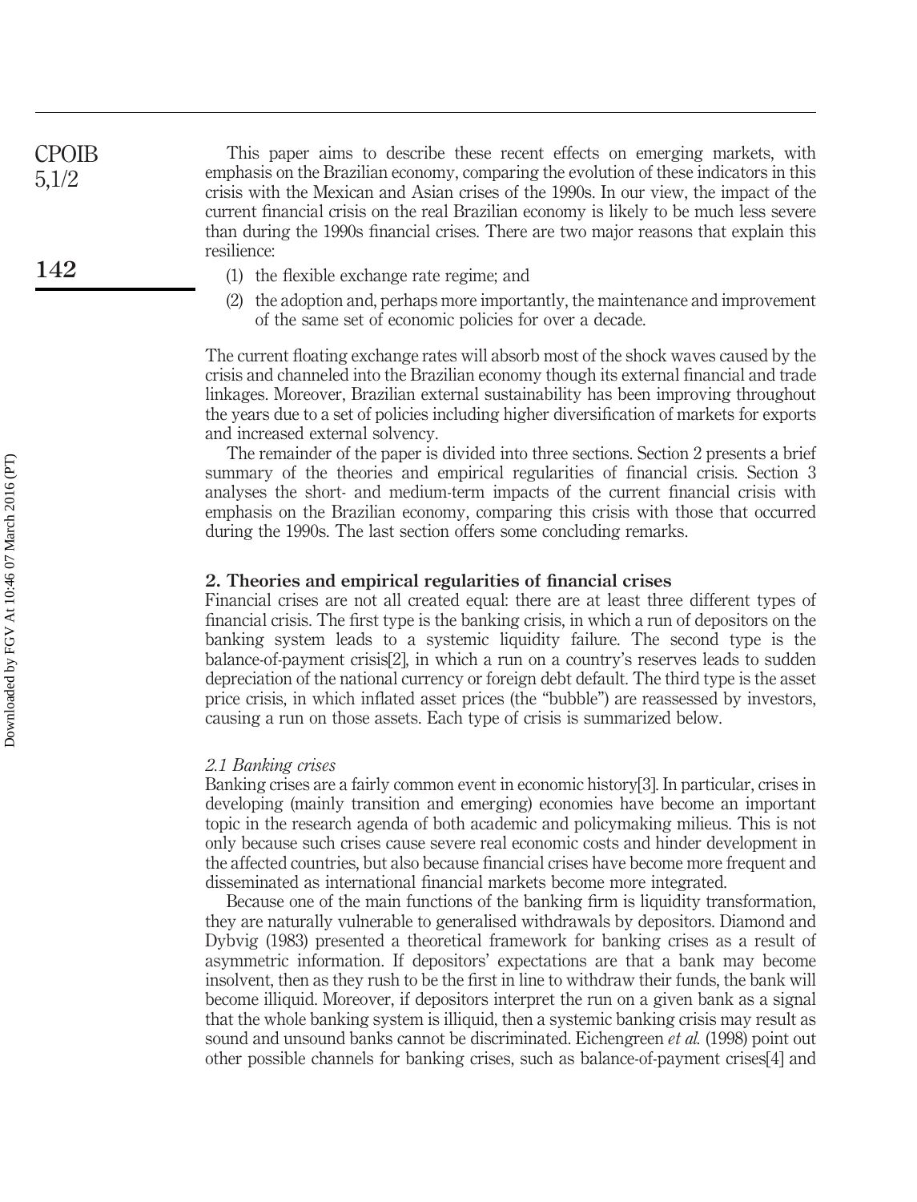This paper aims to describe these recent effects on emerging markets, with emphasis on the Brazilian economy, comparing the evolution of these indicators in this crisis with the Mexican and Asian crises of the 1990s. In our view, the impact of the current financial crisis on the real Brazilian economy is likely to be much less severe than during the 1990s financial crises. There are two major reasons that explain this resilience:

(1) the flexible exchange rate regime; and

(2) the adoption and, perhaps more importantly, the maintenance and improvement of the same set of economic policies for over a decade.

The current floating exchange rates will absorb most of the shock waves caused by the crisis and channeled into the Brazilian economy though its external financial and trade linkages. Moreover, Brazilian external sustainability has been improving throughout the years due to a set of policies including higher diversification of markets for exports and increased external solvency.

The remainder of the paper is divided into three sections. Section 2 presents a brief summary of the theories and empirical regularities of financial crisis. Section 3 analyses the short- and medium-term impacts of the current financial crisis with emphasis on the Brazilian economy, comparing this crisis with those that occurred during the 1990s. The last section offers some concluding remarks.

## 2. Theories and empirical regularities of financial crises

Financial crises are not all created equal: there are at least three different types of financial crisis. The first type is the banking crisis, in which a run of depositors on the banking system leads to a systemic liquidity failure. The second type is the balance-of-payment crisis[2], in which a run on a country's reserves leads to sudden depreciation of the national currency or foreign debt default. The third type is the asset price crisis, in which inflated asset prices (the "bubble") are reassessed by investors, causing a run on those assets. Each type of crisis is summarized below.

### *2.1 Banking crises*

Banking crises are a fairly common event in economic history[3]. In particular, crises in developing (mainly transition and emerging) economies have become an important topic in the research agenda of both academic and policymaking milieus. This is not only because such crises cause severe real economic costs and hinder development in the affected countries, but also because financial crises have become more frequent and disseminated as international financial markets become more integrated.

Because one of the main functions of the banking firm is liquidity transformation, they are naturally vulnerable to generalised withdrawals by depositors. Diamond and Dybvig (1983) presented a theoretical framework for banking crises as a result of asymmetric information. If depositors' expectations are that a bank may become insolvent, then as they rush to be the first in line to withdraw their funds, the bank will become illiquid. Moreover, if depositors interpret the run on a given bank as a signal that the whole banking system is illiquid, then a systemic banking crisis may result as sound and unsound banks cannot be discriminated. Eichengreen *et al.* (1998) point out other possible channels for banking crises, such as balance-of-payment crises[4] and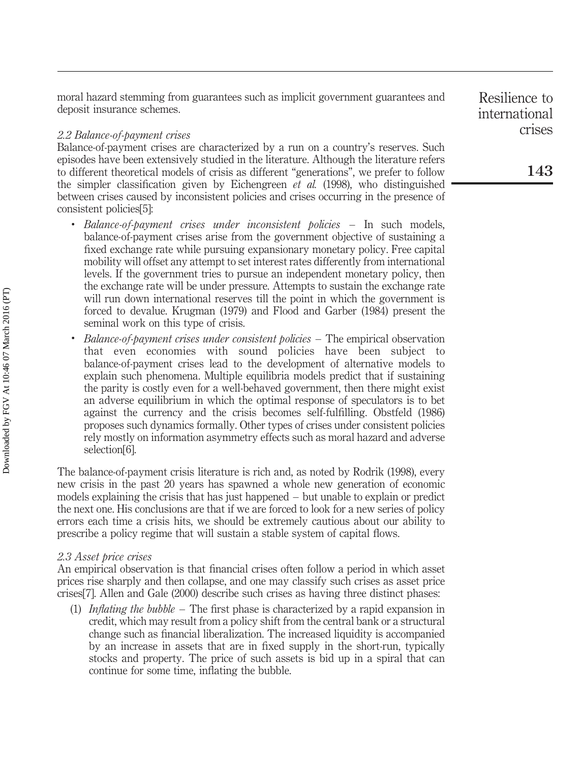moral hazard stemming from guarantees such as implicit government guarantees and deposit insurance schemes.

### *2.2 Balance-of-payment crises*

Balance-of-payment crises are characterized by a run on a country's reserves. Such episodes have been extensively studied in the literature. Although the literature refers to different theoretical models of crisis as different "generations", we prefer to follow the simpler classification given by Eichengreen *et al.* (1998), who distinguished between crises caused by inconsistent policies and crises occurring in the presence of consistent policies[5]:

- *Balance-of-payment crises under inconsistent policies* – In such models, balance-of-payment crises arise from the government objective of sustaining a fixed exchange rate while pursuing expansionary monetary policy. Free capital mobility will offset any attempt to set interest rates differently from international levels. If the government tries to pursue an independent monetary policy, then the exchange rate will be under pressure. Attempts to sustain the exchange rate will run down international reserves till the point in which the government is forced to devalue. Krugman (1979) and Flood and Garber (1984) present the seminal work on this type of crisis.
- *Balance-of-payment crises under consistent policies* – The empirical observation that even economies with sound policies have been subject to balance-of-payment crises lead to the development of alternative models to explain such phenomena. Multiple equilibria models predict that if sustaining the parity is costly even for a well-behaved government, then there might exist an adverse equilibrium in which the optimal response of speculators is to bet against the currency and the crisis becomes self-fulfilling. Obstfeld (1986) proposes such dynamics formally. Other types of crises under consistent policies rely mostly on information asymmetry effects such as moral hazard and adverse selection[6].

The balance-of-payment crisis literature is rich and, as noted by Rodrik (1998), every new crisis in the past 20 years has spawned a whole new generation of economic models explaining the crisis that has just happened – but unable to explain or predict the next one. His conclusions are that if we are forced to look for a new series of policy errors each time a crisis hits, we should be extremely cautious about our ability to prescribe a policy regime that will sustain a stable system of capital flows.

### *2.3 Asset price crises*

An empirical observation is that financial crises often follow a period in which asset prices rise sharply and then collapse, and one may classify such crises as asset price crises[7]. Allen and Gale (2000) describe such crises as having three distinct phases:

1. *Inflating the bubble* – The first phase is characterized by a rapid expansion in credit, which may result from a policy shift from the central bank or a structural change such as financial liberalization. The increased liquidity is accompanied by an increase in assets that are in fixed supply in the short-run, typically stocks and property. The price of such assets is bid up in a spiral that can continue for some time, inflating the bubble.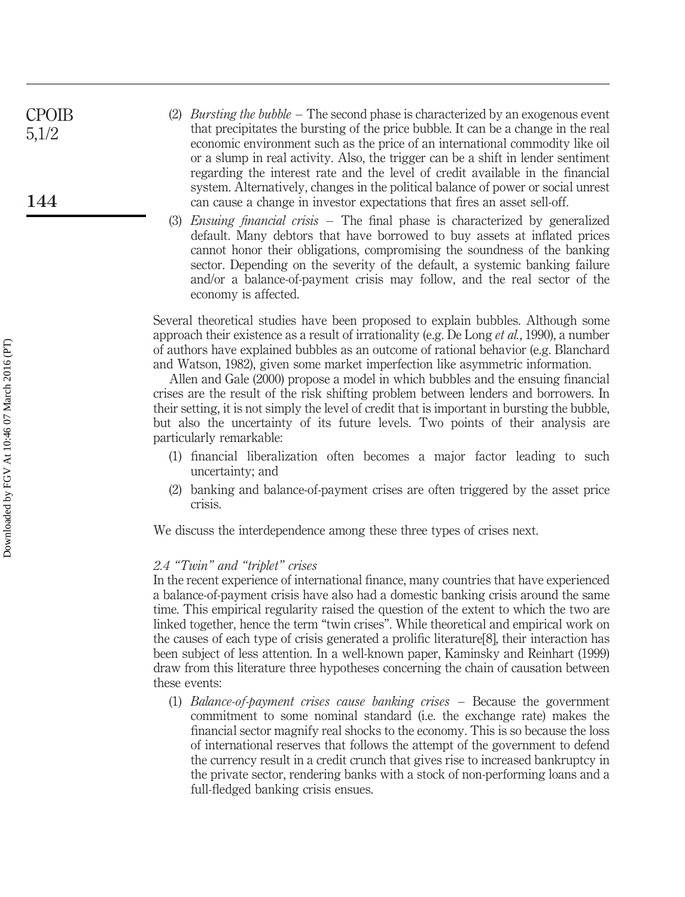(2) *Bursting the bubble* – The second phase is characterized by an exogenous event that precipitates the bursting of the price bubble. It can be a change in the real economic environment such as the price of an international commodity like oil or a slump in real activity. Also, the trigger can be a shift in lender sentiment regarding the interest rate and the level of credit available in the financial system. Alternatively, changes in the political balance of power or social unrest can cause a change in investor expectations that fires an asset sell-off.

(3) *Ensuing financial crisis* – The final phase is characterized by generalized default. Many debtors that have borrowed to buy assets at inflated prices cannot honor their obligations, compromising the soundness of the banking sector. Depending on the severity of the default, a systemic banking failure and/or a balance-of-payment crisis may follow, and the real sector of the economy is affected.

Several theoretical studies have been proposed to explain bubbles. Although some approach their existence as a result of irrationality (e.g. De Long *et al.*, 1990), a number of authors have explained bubbles as an outcome of rational behavior (e.g. Blanchard and Watson, 1982), given some market imperfection like asymmetric information.

Allen and Gale (2000) propose a model in which bubbles and the ensuing financial crises are the result of the risk shifting problem between lenders and borrowers. In their setting, it is not simply the level of credit that is important in bursting the bubble, but also the uncertainty of its future levels. Two points of their analysis are particularly remarkable:

(1) financial liberalization often becomes a major factor leading to such uncertainty; and

(2) banking and balance-of-payment crises are often triggered by the asset price crisis.

We discuss the interdependence among these three types of crises next.

### *2.4 "Twin" and "triplet" crises*

In the recent experience of international finance, many countries that have experienced a balance-of-payment crisis have also had a domestic banking crisis around the same time. This empirical regularity raised the question of the extent to which the two are linked together, hence the term "twin crises". While theoretical and empirical work on the causes of each type of crisis generated a prolific literature[8], their interaction has been subject of less attention. In a well-known paper, Kaminsky and Reinhart (1999) draw from this literature three hypotheses concerning the chain of causation between these events:

(1) *Balance-of-payment crises cause banking crises* – Because the government commitment to some nominal standard (i.e. the exchange rate) makes the financial sector magnify real shocks to the economy. This is so because the loss of international reserves that follows the attempt of the government to defend the currency result in a credit crunch that gives rise to increased bankruptcy in the private sector, rendering banks with a stock of non-performing loans and a full-fledged banking crisis ensues.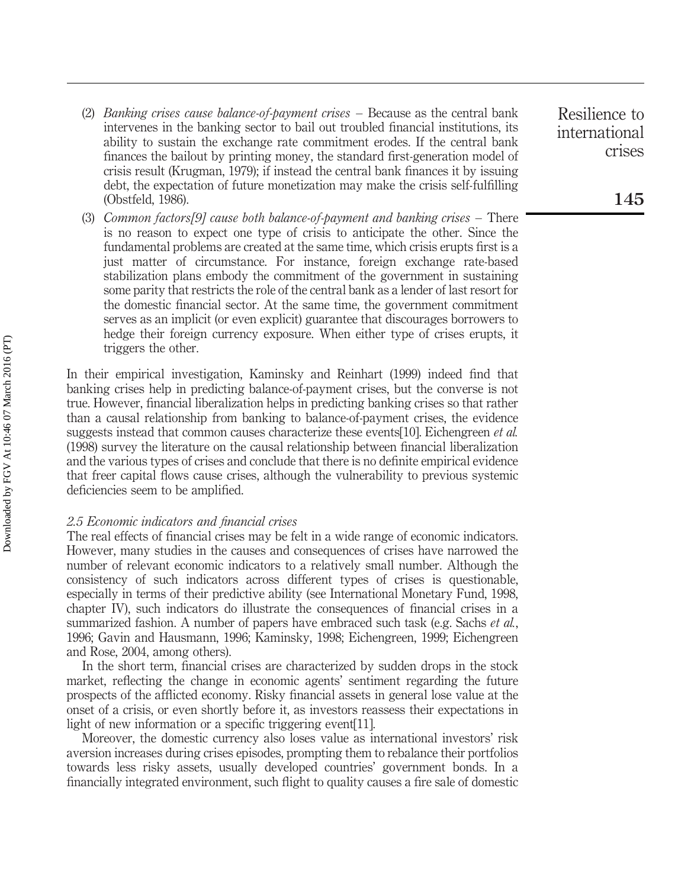(2) *Banking crises cause balance-of-payment crises* – Because as the central bank intervenes in the banking sector to bail out troubled financial institutions, its ability to sustain the exchange rate commitment erodes. If the central bank finances the bailout by printing money, the standard first-generation model of crisis result (Krugman, 1979); if instead the central bank finances it by issuing debt, the expectation of future monetization may make the crisis self-fulfilling (Obstfeld, 1986).

(3) *Common factors[9] cause both balance-of-payment and banking crises* – There is no reason to expect one type of crisis to anticipate the other. Since the fundamental problems are created at the same time, which crisis erupts first is a just matter of circumstance. For instance, foreign exchange rate-based stabilization plans embody the commitment of the government in sustaining some parity that restricts the role of the central bank as a lender of last resort for the domestic financial sector. At the same time, the government commitment serves as an implicit (or even explicit) guarantee that discourages borrowers to hedge their foreign currency exposure. When either type of crises erupts, it triggers the other.

In their empirical investigation, Kaminsky and Reinhart (1999) indeed find that banking crises help in predicting balance-of-payment crises, but the converse is not true. However, financial liberalization helps in predicting banking crises so that rather than a causal relationship from banking to balance-of-payment crises, the evidence suggests instead that common causes characterize these events[10]. Eichengreen *et al.* (1998) survey the literature on the causal relationship between financial liberalization and the various types of crises and conclude that there is no definite empirical evidence that freer capital flows cause crises, although the vulnerability to previous systemic deficiencies seem to be amplified.

### *2.5 Economic indicators and financial crises*

The real effects of financial crises may be felt in a wide range of economic indicators. However, many studies in the causes and consequences of crises have narrowed the number of relevant economic indicators to a relatively small number. Although the consistency of such indicators across different types of crises is questionable, especially in terms of their predictive ability (see International Monetary Fund, 1998, chapter IV), such indicators do illustrate the consequences of financial crises in a summarized fashion. A number of papers have embraced such task (e.g. Sachs *et al.*, 1996; Gavin and Hausmann, 1996; Kaminsky, 1998; Eichengreen, 1999; Eichengreen and Rose, 2004, among others).

In the short term, financial crises are characterized by sudden drops in the stock market, reflecting the change in economic agents' sentiment regarding the future prospects of the afflicted economy. Risky financial assets in general lose value at the onset of a crisis, or even shortly before it, as investors reassess their expectations in light of new information or a specific triggering event[11].

Moreover, the domestic currency also loses value as international investors' risk aversion increases during crises episodes, prompting them to rebalance their portfolios towards less risky assets, usually developed countries' government bonds. In a financially integrated environment, such flight to quality causes a fire sale of domestic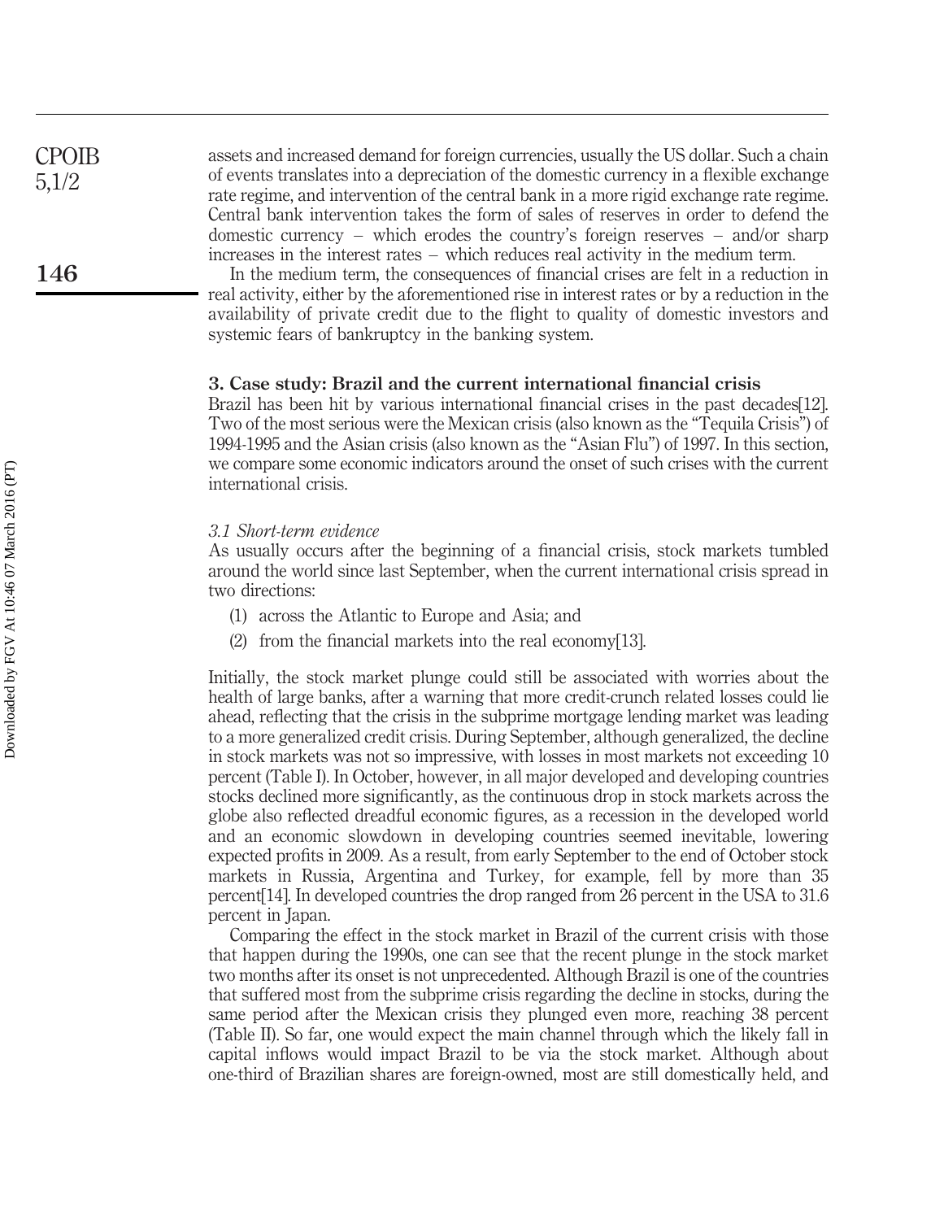assets and increased demand for foreign currencies, usually the US dollar. Such a chain of events translates into a depreciation of the domestic currency in a flexible exchange rate regime, and intervention of the central bank in a more rigid exchange rate regime. Central bank intervention takes the form of sales of reserves in order to defend the domestic currency – which erodes the country's foreign reserves – and/or sharp increases in the interest rates – which reduces real activity in the medium term.

In the medium term, the consequences of financial crises are felt in a reduction in real activity, either by the aforementioned rise in interest rates or by a reduction in the availability of private credit due to the flight to quality of domestic investors and systemic fears of bankruptcy in the banking system.

## 3. Case study: Brazil and the current international financial crisis

Brazil has been hit by various international financial crises in the past decades[12]. Two of the most serious were the Mexican crisis (also known as the "Tequila Crisis") of 1994-1995 and the Asian crisis (also known as the "Asian Flu") of 1997. In this section, we compare some economic indicators around the onset of such crises with the current international crisis.

### *3.1 Short-term evidence*

As usually occurs after the beginning of a financial crisis, stock markets tumbled around the world since last September, when the current international crisis spread in two directions:

1. across the Atlantic to Europe and Asia; and
2. from the financial markets into the real economy[13].

Initially, the stock market plunge could still be associated with worries about the health of large banks, after a warning that more credit-crunch related losses could lie ahead, reflecting that the crisis in the subprime mortgage lending market was leading to a more generalized credit crisis. During September, although generalized, the decline in stock markets was not so impressive, with losses in most markets not exceeding 10 percent (Table I). In October, however, in all major developed and developing countries stocks declined more significantly, as the continuous drop in stock markets across the globe also reflected dreadful economic figures, as a recession in the developed world and an economic slowdown in developing countries seemed inevitable, lowering expected profits in 2009. As a result, from early September to the end of October stock markets in Russia, Argentina and Turkey, for example, fell by more than 35 percent[14]. In developed countries the drop ranged from 26 percent in the USA to 31.6 percent in Japan.

Comparing the effect in the stock market in Brazil of the current crisis with those that happen during the 1990s, one can see that the recent plunge in the stock market two months after its onset is not unprecedented. Although Brazil is one of the countries that suffered most from the subprime crisis regarding the decline in stocks, during the same period after the Mexican crisis they plunged even more, reaching 38 percent (Table II). So far, one would expect the main channel through which the likely fall in capital inflows would impact Brazil to be via the stock market. Although about one-third of Brazilian shares are foreign-owned, most are still domestically held, and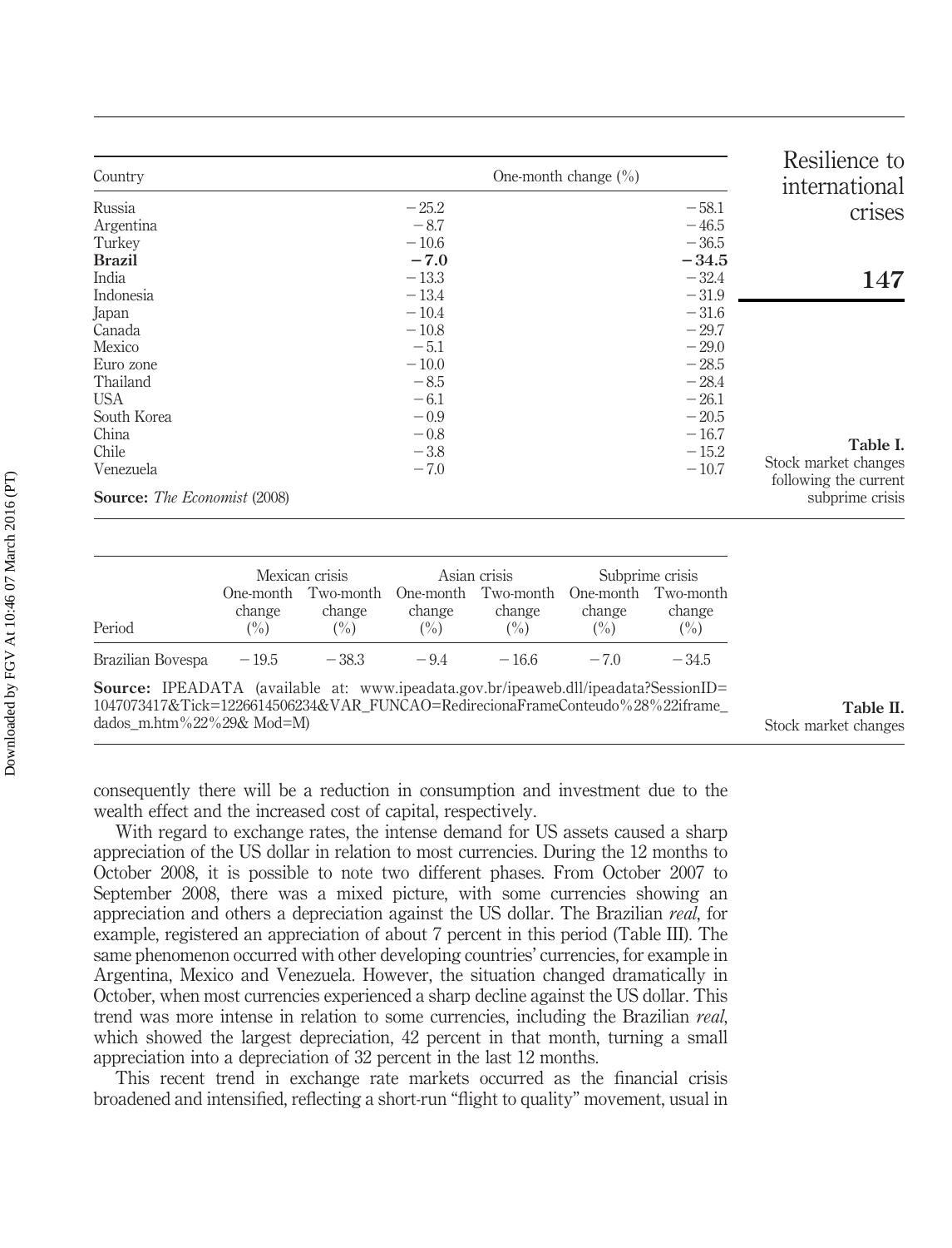**Table I.** Stock market changes following the current subprime crisis

| Country | One-month change (%) | |
|---|---|---|
| Russia | −25.2 | −58.1 |
| Argentina | −8.7 | −46.5 |
| Turkey | −10.6 | −36.5 |
| **Brazil** | **−7.0** | **−34.5** |
| India | −13.3 | −32.4 |
| Indonesia | −13.4 | −31.9 |
| Japan | −10.4 | −31.6 |
| Canada | −10.8 | −29.7 |
| Mexico | −5.1 | −29.0 |
| Euro zone | −10.0 | −28.5 |
| Thailand | −8.5 | −28.4 |
| USA | −6.1 | −26.1 |
| South Korea | −0.9 | −20.5 |
| China | −0.8 | −16.7 |
| Chile | −3.8 | −15.2 |
| Venezuela | −7.0 | −10.7 |

**Source:** *The Economist* (2008)

**Table II.** Stock market changes

| Period | Mexican crisis | | Asian crisis | | Subprime crisis | |
|---|---|---|---|---|---|---|
| | One-month change (%) | Two-month change (%) | One-month change (%) | Two-month change (%) | One-month change (%) | Two-month change (%) |
| Brazilian Bovespa | −19.5 | −38.3 | −9.4 | −16.6 | −7.0 | −34.5 |

**Source:** IPEADATA (available at: www.ipeadata.gov.br/ipeaweb.dll/ipeadata?SessionID=1047073417&Tick=1226614506234&VAR_FUNCAO=RedirecionaFrameConteudo%28%22iframe_dados_m.htm%22%29& Mod=M)

consequently there will be a reduction in consumption and investment due to the wealth effect and the increased cost of capital, respectively.

With regard to exchange rates, the intense demand for US assets caused a sharp appreciation of the US dollar in relation to most currencies. During the 12 months to October 2008, it is possible to note two different phases. From October 2007 to September 2008, there was a mixed picture, with some currencies showing an appreciation and others a depreciation against the US dollar. The Brazilian *real*, for example, registered an appreciation of about 7 percent in this period (Table III). The same phenomenon occurred with other developing countries' currencies, for example in Argentina, Mexico and Venezuela. However, the situation changed dramatically in October, when most currencies experienced a sharp decline against the US dollar. This trend was more intense in relation to some currencies, including the Brazilian *real*, which showed the largest depreciation, 42 percent in that month, turning a small appreciation into a depreciation of 32 percent in the last 12 months.

This recent trend in exchange rate markets occurred as the financial crisis broadened and intensified, reflecting a short-run "flight to quality" movement, usual in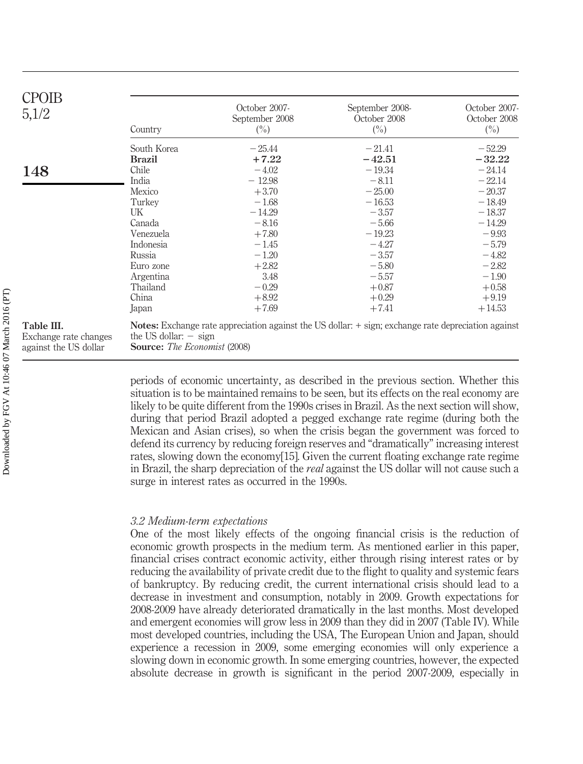| Country | October 2007-September 2008 (%) | September 2008-October 2008 (%) | October 2007-October 2008 (%) |
|---|---|---|---|
| South Korea | −25.44 | −21.41 | −52.29 |
| **Brazil** | **+7.22** | **−42.51** | **−32.22** |
| Chile | −4.02 | −19.34 | −24.14 |
| India | −12.98 | −8.11 | −22.14 |
| Mexico | +3.70 | −25.00 | −20.37 |
| Turkey | −1.68 | −16.53 | −18.49 |
| UK | −14.29 | −3.57 | −18.37 |
| Canada | −8.16 | −5.66 | −14.29 |
| Venezuela | +7.80 | −19.23 | −9.93 |
| Indonesia | −1.45 | −4.27 | −5.79 |
| Russia | −1.20 | −3.57 | −4.82 |
| Euro zone | +2.82 | −5.80 | −2.82 |
| Argentina | 3.48 | −5.57 | −1.90 |
| Thailand | −0.29 | +0.87 | +0.58 |
| China | +8.92 | +0.29 | +9.19 |
| Japan | +7.69 | +7.41 | +14.53 |

**Notes:** Exchange rate appreciation against the US dollar: + sign; exchange rate depreciation against the US dollar: − sign

**Source:** *The Economist* (2008)

**Table III.** Exchange rate changes against the US dollar

periods of economic uncertainty, as described in the previous section. Whether this situation is to be maintained remains to be seen, but its effects on the real economy are likely to be quite different from the 1990s crises in Brazil. As the next section will show, during that period Brazil adopted a pegged exchange rate regime (during both the Mexican and Asian crises), so when the crisis began the government was forced to defend its currency by reducing foreign reserves and "dramatically" increasing interest rates, slowing down the economy[15]. Given the current floating exchange rate regime in Brazil, the sharp depreciation of the *real* against the US dollar will not cause such a surge in interest rates as occurred in the 1990s.

### *3.2 Medium-term expectations*

One of the most likely effects of the ongoing financial crisis is the reduction of economic growth prospects in the medium term. As mentioned earlier in this paper, financial crises contract economic activity, either through rising interest rates or by reducing the availability of private credit due to the flight to quality and systemic fears of bankruptcy. By reducing credit, the current international crisis should lead to a decrease in investment and consumption, notably in 2009. Growth expectations for 2008-2009 have already deteriorated dramatically in the last months. Most developed and emergent economies will grow less in 2009 than they did in 2007 (Table IV). While most developed countries, including the USA, The European Union and Japan, should experience a recession in 2009, some emerging economies will only experience a slowing down in economic growth. In some emerging countries, however, the expected absolute decrease in growth is significant in the period 2007-2009, especially in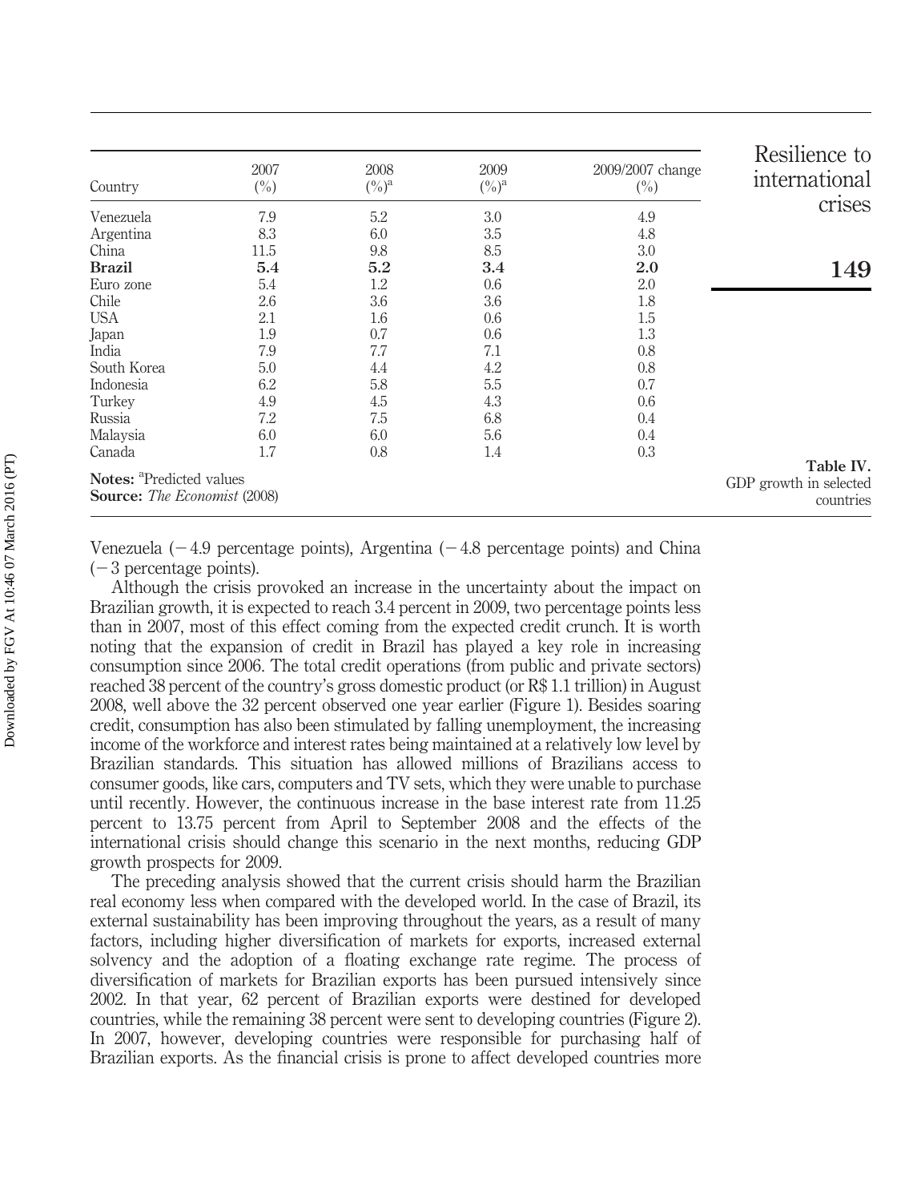| Country | 2007 (%) | 2008 (%)[a] | 2009 (%)[a] | 2009/2007 change (%) |
|---|---|---|---|---|
| Venezuela | 7.9 | 5.2 | 3.0 | 4.9 |
| Argentina | 8.3 | 6.0 | 3.5 | 4.8 |
| China | 11.5 | 9.8 | 8.5 | 3.0 |
| **Brazil** | **5.4** | **5.2** | **3.4** | **2.0** |
| Euro zone | 5.4 | 1.2 | 0.6 | 2.0 |
| Chile | 2.6 | 3.6 | 3.6 | 1.8 |
| USA | 2.1 | 1.6 | 0.6 | 1.5 |
| Japan | 1.9 | 0.7 | 0.6 | 1.3 |
| India | 7.9 | 7.7 | 7.1 | 0.8 |
| South Korea | 5.0 | 4.4 | 4.2 | 0.8 |
| Indonesia | 6.2 | 5.8 | 5.5 | 0.7 |
| Turkey | 4.9 | 4.5 | 4.3 | 0.6 |
| Russia | 7.2 | 7.5 | 6.8 | 0.4 |
| Malaysia | 6.0 | 6.0 | 5.6 | 0.4 |
| Canada | 1.7 | 0.8 | 1.4 | 0.3 |

**Notes:** [a]Predicted values
**Source:** *The Economist* (2008)

**Table IV.** GDP growth in selected countries

Venezuela (−4.9 percentage points), Argentina (−4.8 percentage points) and China (−3 percentage points).

Although the crisis provoked an increase in the uncertainty about the impact on Brazilian growth, it is expected to reach 3.4 percent in 2009, two percentage points less than in 2007, most of this effect coming from the expected credit crunch. It is worth noting that the expansion of credit in Brazil has played a key role in increasing consumption since 2006. The total credit operations (from public and private sectors) reached 38 percent of the country's gross domestic product (or R$ 1.1 trillion) in August 2008, well above the 32 percent observed one year earlier (Figure 1). Besides soaring credit, consumption has also been stimulated by falling unemployment, the increasing income of the workforce and interest rates being maintained at a relatively low level by Brazilian standards. This situation has allowed millions of Brazilians access to consumer goods, like cars, computers and TV sets, which they were unable to purchase until recently. However, the continuous increase in the base interest rate from 11.25 percent to 13.75 percent from April to September 2008 and the effects of the international crisis should change this scenario in the next months, reducing GDP growth prospects for 2009.

The preceding analysis showed that the current crisis should harm the Brazilian real economy less when compared with the developed world. In the case of Brazil, its external sustainability has been improving throughout the years, as a result of many factors, including higher diversification of markets for exports, increased external solvency and the adoption of a floating exchange rate regime. The process of diversification of markets for Brazilian exports has been pursued intensively since 2002. In that year, 62 percent of Brazilian exports were destined for developed countries, while the remaining 38 percent were sent to developing countries (Figure 2). In 2007, however, developing countries were responsible for purchasing half of Brazilian exports. As the financial crisis is prone to affect developed countries more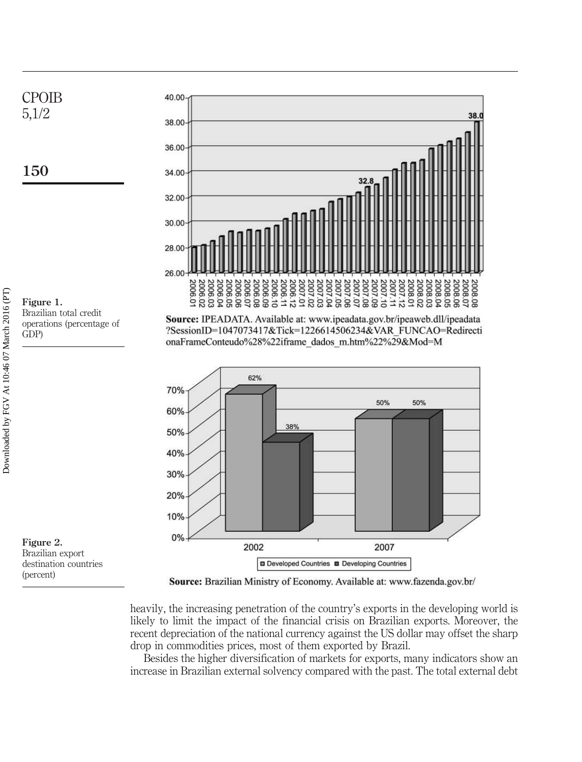**Figure 1.** Brazilian total credit operations (percentage of GDP)

**Source:** IPEADATA. Available at: www.ipeadata.gov.br/ipeaweb.dll/ipeadata?SessionID=1047073417&Tick=1226614506234&VAR_FUNCAO=RedirectionaFrameConteudo%28%22iframe_dados_m.htm%22%29&Mod=M

**Figure 2.** Brazilian export destination countries (percent)

**Source:** Brazilian Ministry of Economy. Available at: www.fazenda.gov.br/

heavily, the increasing penetration of the country's exports in the developing world is likely to limit the impact of the financial crisis on Brazilian exports. Moreover, the recent depreciation of the national currency against the US dollar may offset the sharp drop in commodities prices, most of them exported by Brazil.

Besides the higher diversification of markets for exports, many indicators show an increase in Brazilian external solvency compared with the past. The total external debt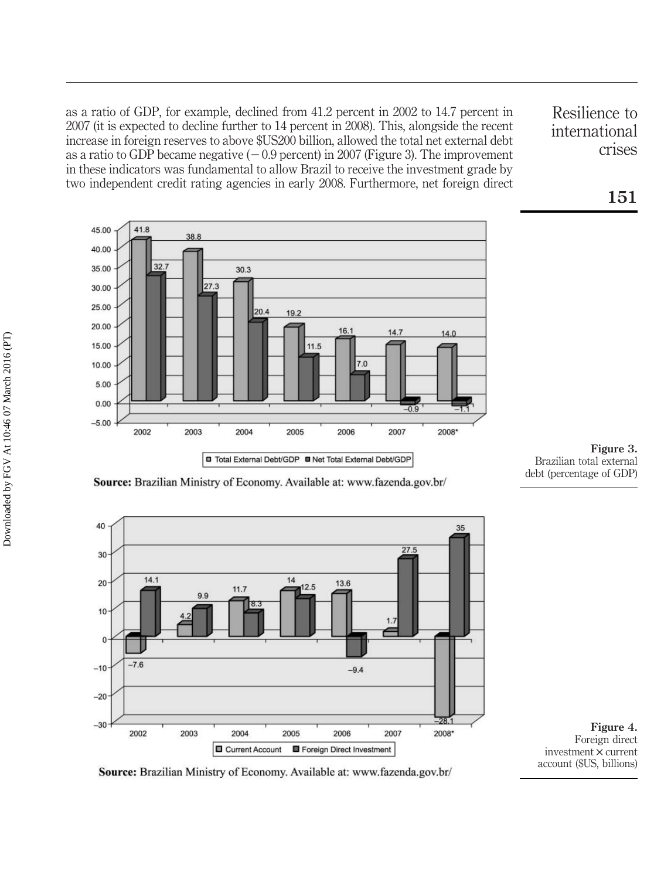as a ratio of GDP, for example, declined from 41.2 percent in 2002 to 14.7 percent in 2007 (it is expected to decline further to 14 percent in 2008). This, alongside the recent increase in foreign reserves to above $US200 billion, allowed the total net external debt as a ratio to GDP became negative (−0.9 percent) in 2007 (Figure 3). The improvement in these indicators was fundamental to allow Brazil to receive the investment grade by two independent credit rating agencies in early 2008. Furthermore, net foreign direct

| Year | Total External Debt/GDP | Net Total External Debt/GDP |
|---|---|---|
| 2002 | 41.8 | 32.7 |
| 2003 | 38.8 | 27.3 |
| 2004 | 30.3 | 20.4 |
| 2005 | 19.2 | 11.5 |
| 2006 | 16.1 | 7.0 |
| 2007 | 14.7 | −0.9 |
| 2008* | 14.0 | −1.1 |

**Source:** Brazilian Ministry of Economy. Available at: www.fazenda.gov.br/

**Figure 3.** Brazilian total external debt (percentage of GDP)

| Year | Current Account | Foreign Direct Investment |
|---|---|---|
| 2002 | −7.6 | 14.1 |
| 2003 | 4.2 | 9.9 |
| 2004 | 11.7 | 8.3 |
| 2005 | 14 | 12.5 |
| 2006 | 13.6 | −9.4 |
| 2007 | 1.7 | 27.5 |
| 2008* | −28.1 | 35 |

**Source:** Brazilian Ministry of Economy. Available at: www.fazenda.gov.br/

**Figure 4.** Foreign direct investment × current account ($US, billions)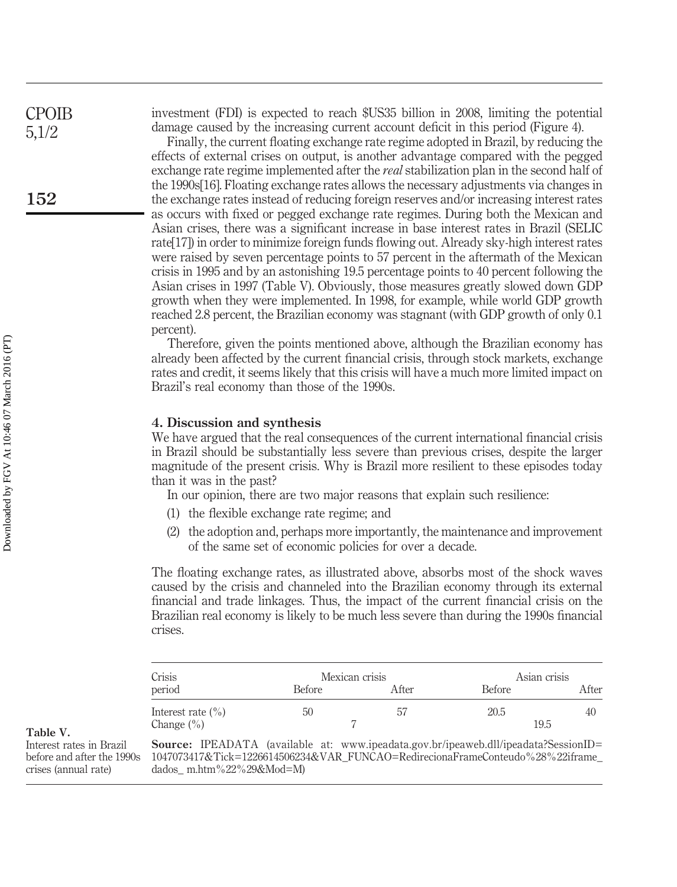investment (FDI) is expected to reach $US35 billion in 2008, limiting the potential damage caused by the increasing current account deficit in this period (Figure 4).

Finally, the current floating exchange rate regime adopted in Brazil, by reducing the effects of external crises on output, is another advantage compared with the pegged exchange rate regime implemented after the *real* stabilization plan in the second half of the 1990s[16]. Floating exchange rates allows the necessary adjustments via changes in the exchange rates instead of reducing foreign reserves and/or increasing interest rates as occurs with fixed or pegged exchange rate regimes. During both the Mexican and Asian crises, there was a significant increase in base interest rates in Brazil (SELIC rate[17]) in order to minimize foreign funds flowing out. Already sky-high interest rates were raised by seven percentage points to 57 percent in the aftermath of the Mexican crisis in 1995 and by an astonishing 19.5 percentage points to 40 percent following the Asian crises in 1997 (Table V). Obviously, those measures greatly slowed down GDP growth when they were implemented. In 1998, for example, while world GDP growth reached 2.8 percent, the Brazilian economy was stagnant (with GDP growth of only 0.1 percent).

Therefore, given the points mentioned above, although the Brazilian economy has already been affected by the current financial crisis, through stock markets, exchange rates and credit, it seems likely that this crisis will have a much more limited impact on Brazil's real economy than those of the 1990s.

## 4. Discussion and synthesis

We have argued that the real consequences of the current international financial crisis in Brazil should be substantially less severe than previous crises, despite the larger magnitude of the present crisis. Why is Brazil more resilient to these episodes today than it was in the past?

In our opinion, there are two major reasons that explain such resilience:

(1) the flexible exchange rate regime; and

(2) the adoption and, perhaps more importantly, the maintenance and improvement of the same set of economic policies for over a decade.

The floating exchange rates, as illustrated above, absorbs most of the shock waves caused by the crisis and channeled into the Brazilian economy through its external financial and trade linkages. Thus, the impact of the current financial crisis on the Brazilian real economy is likely to be much less severe than during the 1990s financial crises.

**Table V.** Interest rates in Brazil before and after the 1990s crises (annual rate)

| Crisis period | Mexican crisis | | Asian crisis | |
|---|---|---|---|---|
| | Before | After | Before | After |
| Interest rate (%) | 50 | 57 | 20.5 | 40 |
| Change (%) | 7 | | 19.5 | |

**Source:** IPEADATA (available at: www.ipeadata.gov.br/ipeaweb.dll/ipeadata?SessionID=1047073417&Tick=1226614506234&VAR_FUNCAO=RedirecionaFrameConteudo%28%22iframe_dados_ m.htm%22%29&Mod=M)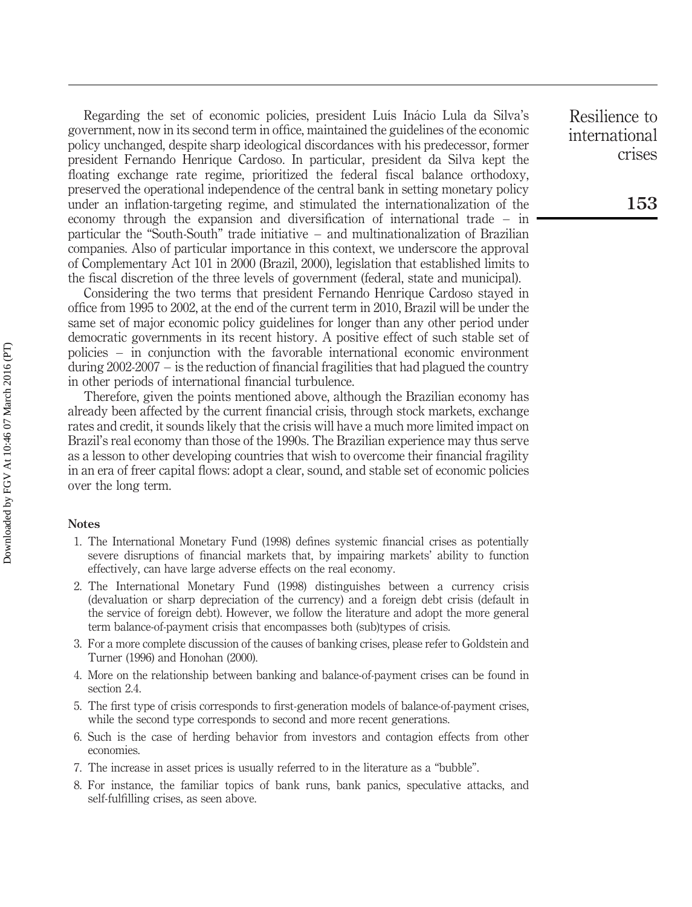Regarding the set of economic policies, president Luís Inácio Lula da Silva's government, now in its second term in office, maintained the guidelines of the economic policy unchanged, despite sharp ideological discordances with his predecessor, former president Fernando Henrique Cardoso. In particular, president da Silva kept the floating exchange rate regime, prioritized the federal fiscal balance orthodoxy, preserved the operational independence of the central bank in setting monetary policy under an inflation-targeting regime, and stimulated the internationalization of the economy through the expansion and diversification of international trade – in particular the "South-South" trade initiative – and multinationalization of Brazilian companies. Also of particular importance in this context, we underscore the approval of Complementary Act 101 in 2000 (Brazil, 2000), legislation that established limits to the fiscal discretion of the three levels of government (federal, state and municipal).

Considering the two terms that president Fernando Henrique Cardoso stayed in office from 1995 to 2002, at the end of the current term in 2010, Brazil will be under the same set of major economic policy guidelines for longer than any other period under democratic governments in its recent history. A positive effect of such stable set of policies – in conjunction with the favorable international economic environment during 2002-2007 – is the reduction of financial fragilities that had plagued the country in other periods of international financial turbulence.

Therefore, given the points mentioned above, although the Brazilian economy has already been affected by the current financial crisis, through stock markets, exchange rates and credit, it sounds likely that the crisis will have a much more limited impact on Brazil's real economy than those of the 1990s. The Brazilian experience may thus serve as a lesson to other developing countries that wish to overcome their financial fragility in an era of freer capital flows: adopt a clear, sound, and stable set of economic policies over the long term.

#### Notes

1. The International Monetary Fund (1998) defines systemic financial crises as potentially severe disruptions of financial markets that, by impairing markets' ability to function effectively, can have large adverse effects on the real economy.
2. The International Monetary Fund (1998) distinguishes between a currency crisis (devaluation or sharp depreciation of the currency) and a foreign debt crisis (default in the service of foreign debt). However, we follow the literature and adopt the more general term balance-of-payment crisis that encompasses both (sub)types of crisis.
3. For a more complete discussion of the causes of banking crises, please refer to Goldstein and Turner (1996) and Honohan (2000).
4. More on the relationship between banking and balance-of-payment crises can be found in section 2.4.
5. The first type of crisis corresponds to first-generation models of balance-of-payment crises, while the second type corresponds to second and more recent generations.
6. Such is the case of herding behavior from investors and contagion effects from other economies.
7. The increase in asset prices is usually referred to in the literature as a "bubble".
8. For instance, the familiar topics of bank runs, bank panics, speculative attacks, and self-fulfilling crises, as seen above.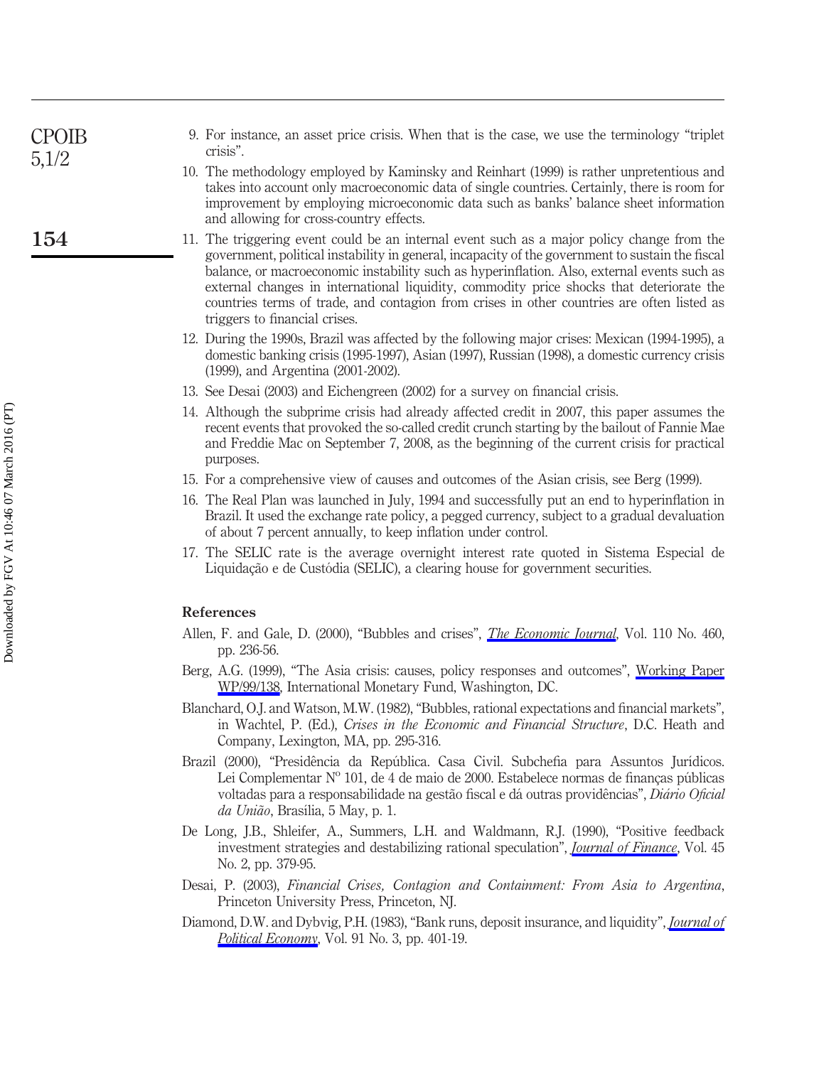9. For instance, an asset price crisis. When that is the case, we use the terminology "triplet crisis".
10. The methodology employed by Kaminsky and Reinhart (1999) is rather unpretentious and takes into account only macroeconomic data of single countries. Certainly, there is room for improvement by employing microeconomic data such as banks' balance sheet information and allowing for cross-country effects.
11. The triggering event could be an internal event such as a major policy change from the government, political instability in general, incapacity of the government to sustain the fiscal balance, or macroeconomic instability such as hyperinflation. Also, external events such as external changes in international liquidity, commodity price shocks that deteriorate the countries terms of trade, and contagion from crises in other countries are often listed as triggers to financial crises.
12. During the 1990s, Brazil was affected by the following major crises: Mexican (1994-1995), a domestic banking crisis (1995-1997), Asian (1997), Russian (1998), a domestic currency crisis (1999), and Argentina (2001-2002).
13. See Desai (2003) and Eichengreen (2002) for a survey on financial crisis.
14. Although the subprime crisis had already affected credit in 2007, this paper assumes the recent events that provoked the so-called credit crunch starting by the bailout of Fannie Mae and Freddie Mac on September 7, 2008, as the beginning of the current crisis for practical purposes.
15. For a comprehensive view of causes and outcomes of the Asian crisis, see Berg (1999).
16. The Real Plan was launched in July, 1994 and successfully put an end to hyperinflation in Brazil. It used the exchange rate policy, a pegged currency, subject to a gradual devaluation of about 7 percent annually, to keep inflation under control.
17. The SELIC rate is the average overnight interest rate quoted in Sistema Especial de Liquidação e de Custódia (SELIC), a clearing house for government securities.

## References

Allen, F. and Gale, D. (2000), "Bubbles and crises", *The Economic Journal*, Vol. 110 No. 460, pp. 236-56.

Berg, A.G. (1999), "The Asia crisis: causes, policy responses and outcomes", Working Paper WP/99/138, International Monetary Fund, Washington, DC.

Blanchard, O.J. and Watson, M.W. (1982), "Bubbles, rational expectations and financial markets", in Wachtel, P. (Ed.), *Crises in the Economic and Financial Structure*, D.C. Heath and Company, Lexington, MA, pp. 295-316.

Brazil (2000), "Presidência da República. Casa Civil. Subchefia para Assuntos Jurídicos. Lei Complementar Nº 101, de 4 de maio de 2000. Estabelece normas de finanças públicas voltadas para a responsabilidade na gestão fiscal e dá outras providências", *Diário Oficial da União*, Brasília, 5 May, p. 1.

De Long, J.B., Shleifer, A., Summers, L.H. and Waldmann, R.J. (1990), "Positive feedback investment strategies and destabilizing rational speculation", *Journal of Finance*, Vol. 45 No. 2, pp. 379-95.

Desai, P. (2003), *Financial Crises, Contagion and Containment: From Asia to Argentina*, Princeton University Press, Princeton, NJ.

Diamond, D.W. and Dybvig, P.H. (1983), "Bank runs, deposit insurance, and liquidity", *Journal of Political Economy*, Vol. 91 No. 3, pp. 401-19.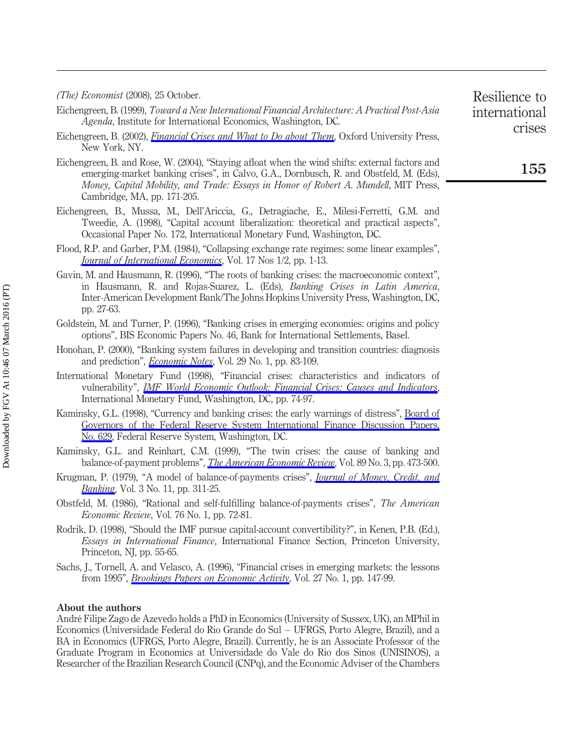*(The) Economist* (2008), 25 October.

Eichengreen, B. (1999), *Toward a New International Financial Architecture: A Practical Post-Asia Agenda*, Institute for International Economics, Washington, DC.

Eichengreen, B. (2002), *Financial Crises and What to Do about Them*, Oxford University Press, New York, NY.

Eichengreen, B. and Rose, W. (2004), "Staying afloat when the wind shifts: external factors and emerging-market banking crises", in Calvo, G.A., Dornbusch, R. and Obstfeld, M. (Eds), *Money, Capital Mobility, and Trade: Essays in Honor of Robert A. Mundell*, MIT Press, Cambridge, MA, pp. 171-205.

Eichengreen, B., Mussa, M., Dell'Ariccia, G., Detragiache, E., Milesi-Ferretti, G.M. and Tweedie, A. (1998), "Capital account liberalization: theoretical and practical aspects", Occasional Paper No. 172, International Monetary Fund, Washington, DC.

Flood, R.P. and Garber, P.M. (1984), "Collapsing exchange rate regimes: some linear examples", *Journal of International Economics*, Vol. 17 Nos 1/2, pp. 1-13.

Gavin, M. and Hausmann, R. (1996), "The roots of banking crises: the macroeconomic context", in Hausmann, R. and Rojas-Suarez, L. (Eds), *Banking Crises in Latin America*, Inter-American Development Bank/The Johns Hopkins University Press, Washington, DC, pp. 27-63.

Goldstein, M. and Turner, P. (1996), "Banking crises in emerging economies: origins and policy options", BIS Economic Papers No. 46, Bank for International Settlements, Basel.

Honohan, P. (2000), "Banking system failures in developing and transition countries: diagnosis and prediction", *Economic Notes*, Vol. 29 No. 1, pp. 83-109.

International Monetary Fund (1998), "Financial crises: characteristics and indicators of vulnerability", *IMF World Economic Outlook: Financial Crises: Causes and Indicators*, International Monetary Fund, Washington, DC, pp. 74-97.

Kaminsky, G.L. (1998), "Currency and banking crises: the early warnings of distress", Board of Governors of the Federal Reserve System International Finance Discussion Papers, No. 629, Federal Reserve System, Washington, DC.

Kaminsky, G.L. and Reinhart, C.M. (1999), "The twin crises: the cause of banking and balance-of-payment problems", *The American Economic Review*, Vol. 89 No. 3, pp. 473-500.

Krugman, P. (1979), "A model of balance-of-payments crises", *Journal of Money, Credit, and Banking*, Vol. 3 No. 11, pp. 311-25.

Obstfeld, M. (1986), "Rational and self-fulfilling balance-of-payments crises", *The American Economic Review*, Vol. 76 No. 1, pp. 72-81.

Rodrik, D. (1998), "Should the IMF pursue capital-account convertibility?", in Kenen, P.B. (Ed.), *Essays in International Finance*, International Finance Section, Princeton University, Princeton, NJ, pp. 55-65.

Sachs, J., Tornell, A. and Velasco, A. (1996), "Financial crises in emerging markets: the lessons from 1995", *Brookings Papers on Economic Activity*, Vol. 27 No. 1, pp. 147-99.

## About the authors

André Filipe Zago de Azevedo holds a PhD in Economics (University of Sussex, UK), an MPhil in Economics (Universidade Federal do Rio Grande do Sul – UFRGS, Porto Alegre, Brazil), and a BA in Economics (UFRGS, Porto Alegre, Brazil). Currently, he is an Associate Professor of the Graduate Program in Economics at Universidade do Vale do Rio dos Sinos (UNISINOS), a Researcher of the Brazilian Research Council (CNPq), and the Economic Adviser of the Chambers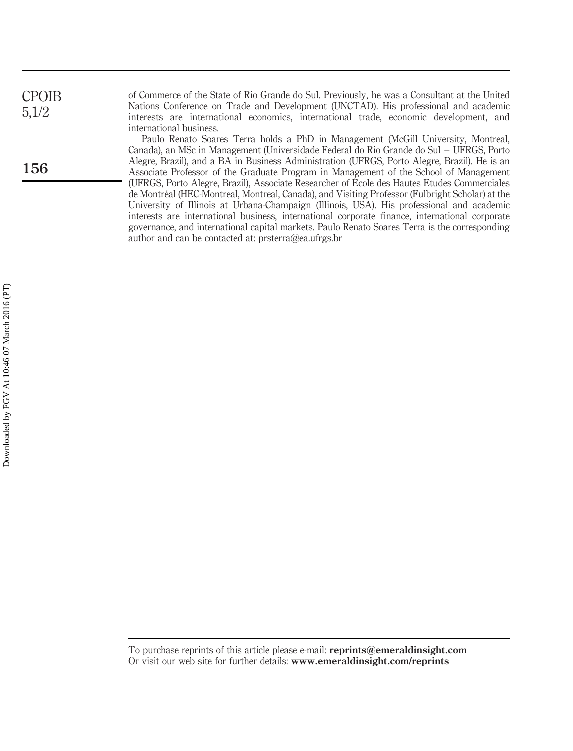of Commerce of the State of Rio Grande do Sul. Previously, he was a Consultant at the United Nations Conference on Trade and Development (UNCTAD). His professional and academic interests are international economics, international trade, economic development, and international business.

Paulo Renato Soares Terra holds a PhD in Management (McGill University, Montreal, Canada), an MSc in Management (Universidade Federal do Rio Grande do Sul – UFRGS, Porto Alegre, Brazil), and a BA in Business Administration (UFRGS, Porto Alegre, Brazil). He is an Associate Professor of the Graduate Program in Management of the School of Management (UFRGS, Porto Alegre, Brazil), Associate Researcher of École des Hautes Etudes Commerciales de Montréal (HEC-Montreal, Montreal, Canada), and Visiting Professor (Fulbright Scholar) at the University of Illinois at Urbana-Champaign (Illinois, USA). His professional and academic interests are international business, international corporate finance, international corporate governance, and international capital markets. Paulo Renato Soares Terra is the corresponding author and can be contacted at: prsterra@ea.ufrgs.br

To purchase reprints of this article please e-mail: **reprints@emeraldinsight.com**
Or visit our web site for further details: **www.emeraldinsight.com/reprints**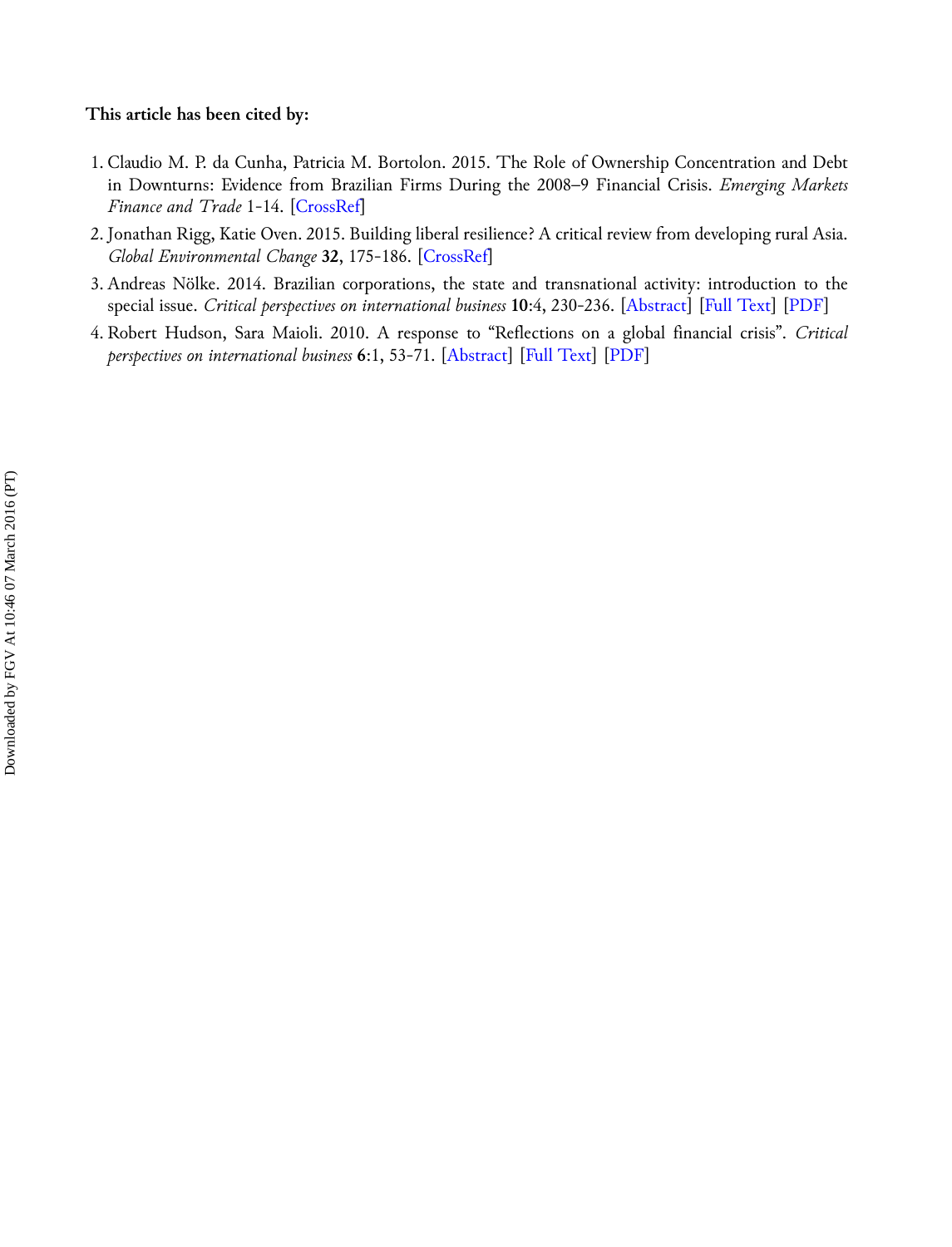**This article has been cited by:**

1. Claudio M. P. da Cunha, Patricia M. Bortolon. 2015. The Role of Ownership Concentration and Debt in Downturns: Evidence from Brazilian Firms During the 2008–9 Financial Crisis. *Emerging Markets Finance and Trade* 1-14. [CrossRef]
2. Jonathan Rigg, Katie Oven. 2015. Building liberal resilience? A critical review from developing rural Asia. *Global Environmental Change* **32**, 175-186. [CrossRef]
3. Andreas Nölke. 2014. Brazilian corporations, the state and transnational activity: introduction to the special issue. *Critical perspectives on international business* **10**:4, 230-236. [Abstract] [Full Text] [PDF]
4. Robert Hudson, Sara Maioli. 2010. A response to "Reflections on a global financial crisis". *Critical perspectives on international business* **6**:1, 53-71. [Abstract] [Full Text] [PDF]